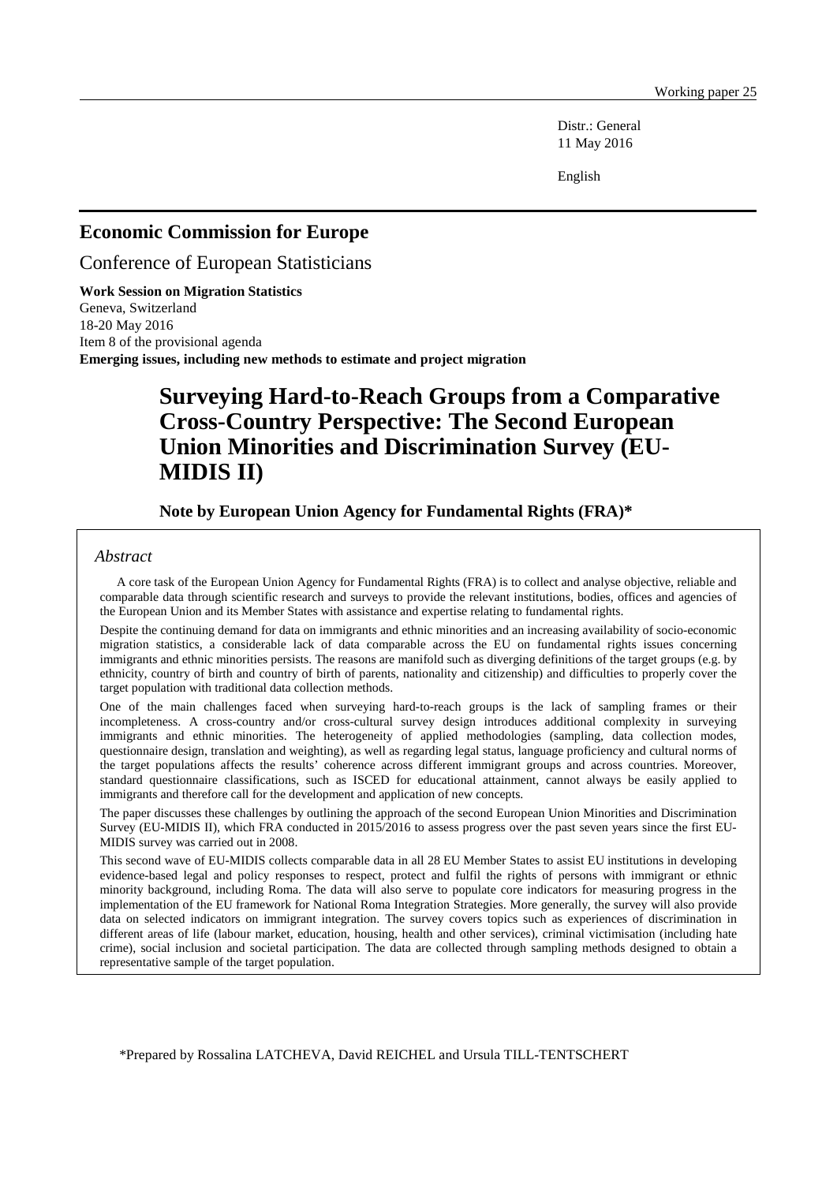Working paper 25

Distr.: General
11 May 2016

English

## Economic Commission for Europe

Conference of European Statisticians

**Work Session on Migration Statistics**
Geneva, Switzerland
18-20 May 2016
Item 8 of the provisional agenda
**Emerging issues, including new methods to estimate and project migration**

# Surveying Hard-to-Reach Groups from a Comparative Cross-Country Perspective: The Second European Union Minorities and Discrimination Survey (EU-MIDIS II)

**Note by European Union Agency for Fundamental Rights (FRA)***

*Abstract*

A core task of the European Union Agency for Fundamental Rights (FRA) is to collect and analyse objective, reliable and comparable data through scientific research and surveys to provide the relevant institutions, bodies, offices and agencies of the European Union and its Member States with assistance and expertise relating to fundamental rights.

Despite the continuing demand for data on immigrants and ethnic minorities and an increasing availability of socio-economic migration statistics, a considerable lack of data comparable across the EU on fundamental rights issues concerning immigrants and ethnic minorities persists. The reasons are manifold such as diverging definitions of the target groups (e.g. by ethnicity, country of birth and country of birth of parents, nationality and citizenship) and difficulties to properly cover the target population with traditional data collection methods.

One of the main challenges faced when surveying hard-to-reach groups is the lack of sampling frames or their incompleteness. A cross-country and/or cross-cultural survey design introduces additional complexity in surveying immigrants and ethnic minorities. The heterogeneity of applied methodologies (sampling, data collection modes, questionnaire design, translation and weighting), as well as regarding legal status, language proficiency and cultural norms of the target populations affects the results' coherence across different immigrant groups and across countries. Moreover, standard questionnaire classifications, such as ISCED for educational attainment, cannot always be easily applied to immigrants and therefore call for the development and application of new concepts.

The paper discusses these challenges by outlining the approach of the second European Union Minorities and Discrimination Survey (EU-MIDIS II), which FRA conducted in 2015/2016 to assess progress over the past seven years since the first EU-MIDIS survey was carried out in 2008.

This second wave of EU-MIDIS collects comparable data in all 28 EU Member States to assist EU institutions in developing evidence-based legal and policy responses to respect, protect and fulfil the rights of persons with immigrant or ethnic minority background, including Roma. The data will also serve to populate core indicators for measuring progress in the implementation of the EU framework for National Roma Integration Strategies. More generally, the survey will also provide data on selected indicators on immigrant integration. The survey covers topics such as experiences of discrimination in different areas of life (labour market, education, housing, health and other services), criminal victimisation (including hate crime), social inclusion and societal participation. The data are collected through sampling methods designed to obtain a representative sample of the target population.

*Prepared by Rossalina LATCHEVA, David REICHEL and Ursula TILL-TENTSCHERT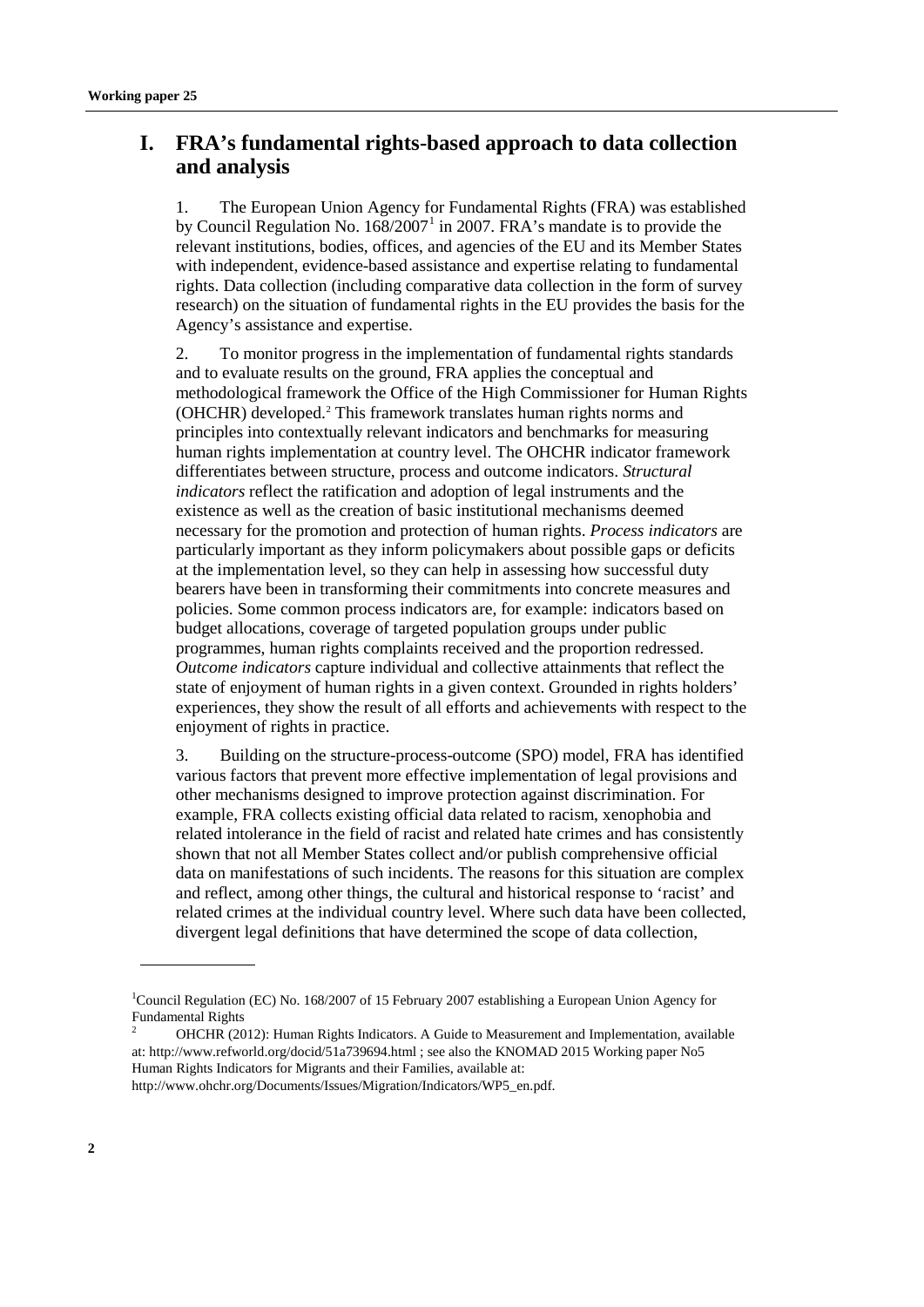# I. FRA's fundamental rights-based approach to data collection and analysis

1. The European Union Agency for Fundamental Rights (FRA) was established by Council Regulation No. 168/2007[1] in 2007. FRA's mandate is to provide the relevant institutions, bodies, offices, and agencies of the EU and its Member States with independent, evidence-based assistance and expertise relating to fundamental rights. Data collection (including comparative data collection in the form of survey research) on the situation of fundamental rights in the EU provides the basis for the Agency's assistance and expertise.

2. To monitor progress in the implementation of fundamental rights standards and to evaluate results on the ground, FRA applies the conceptual and methodological framework the Office of the High Commissioner for Human Rights (OHCHR) developed.[2] This framework translates human rights norms and principles into contextually relevant indicators and benchmarks for measuring human rights implementation at country level. The OHCHR indicator framework differentiates between structure, process and outcome indicators. *Structural indicators* reflect the ratification and adoption of legal instruments and the existence as well as the creation of basic institutional mechanisms deemed necessary for the promotion and protection of human rights. *Process indicators* are particularly important as they inform policymakers about possible gaps or deficits at the implementation level, so they can help in assessing how successful duty bearers have been in transforming their commitments into concrete measures and policies. Some common process indicators are, for example: indicators based on budget allocations, coverage of targeted population groups under public programmes, human rights complaints received and the proportion redressed. *Outcome indicators* capture individual and collective attainments that reflect the state of enjoyment of human rights in a given context. Grounded in rights holders' experiences, they show the result of all efforts and achievements with respect to the enjoyment of rights in practice.

3. Building on the structure-process-outcome (SPO) model, FRA has identified various factors that prevent more effective implementation of legal provisions and other mechanisms designed to improve protection against discrimination. For example, FRA collects existing official data related to racism, xenophobia and related intolerance in the field of racist and related hate crimes and has consistently shown that not all Member States collect and/or publish comprehensive official data on manifestations of such incidents. The reasons for this situation are complex and reflect, among other things, the cultural and historical response to 'racist' and related crimes at the individual country level. Where such data have been collected, divergent legal definitions that have determined the scope of data collection,

---

[1] Council Regulation (EC) No. 168/2007 of 15 February 2007 establishing a European Union Agency for Fundamental Rights

[2] OHCHR (2012): Human Rights Indicators. A Guide to Measurement and Implementation, available at: http://www.refworld.org/docid/51a739694.html ; see also the KNOMAD 2015 Working paper No5 Human Rights Indicators for Migrants and their Families, available at: http://www.ohchr.org/Documents/Issues/Migration/Indicators/WP5_en.pdf.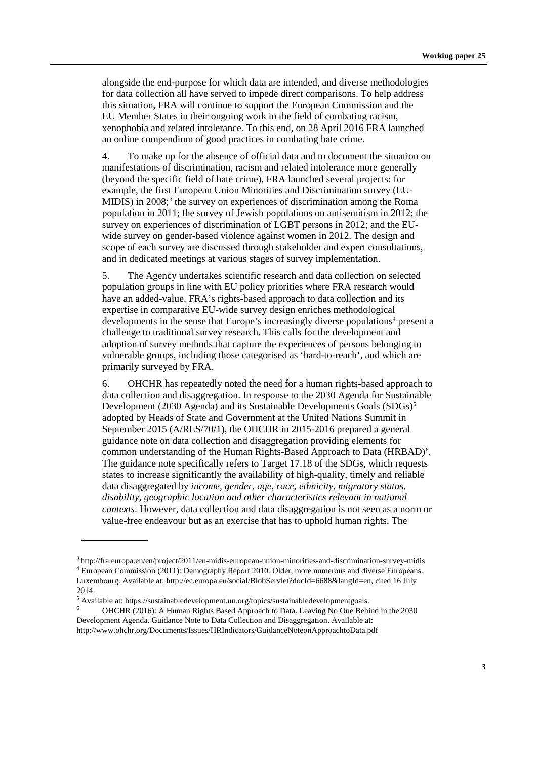alongside the end-purpose for which data are intended, and diverse methodologies for data collection all have served to impede direct comparisons. To help address this situation, FRA will continue to support the European Commission and the EU Member States in their ongoing work in the field of combating racism, xenophobia and related intolerance. To this end, on 28 April 2016 FRA launched an online compendium of good practices in combating hate crime.

4. To make up for the absence of official data and to document the situation on manifestations of discrimination, racism and related intolerance more generally (beyond the specific field of hate crime), FRA launched several projects: for example, the first European Union Minorities and Discrimination survey (EU-MIDIS) in 2008;[3] the survey on experiences of discrimination among the Roma population in 2011; the survey of Jewish populations on antisemitism in 2012; the survey on experiences of discrimination of LGBT persons in 2012; and the EU-wide survey on gender-based violence against women in 2012. The design and scope of each survey are discussed through stakeholder and expert consultations, and in dedicated meetings at various stages of survey implementation.

5. The Agency undertakes scientific research and data collection on selected population groups in line with EU policy priorities where FRA research would have an added-value. FRA's rights-based approach to data collection and its expertise in comparative EU-wide survey design enriches methodological developments in the sense that Europe's increasingly diverse populations[4] present a challenge to traditional survey research. This calls for the development and adoption of survey methods that capture the experiences of persons belonging to vulnerable groups, including those categorised as 'hard-to-reach', and which are primarily surveyed by FRA.

6. OHCHR has repeatedly noted the need for a human rights-based approach to data collection and disaggregation. In response to the 2030 Agenda for Sustainable Development (2030 Agenda) and its Sustainable Developments Goals (SDGs)[5] adopted by Heads of State and Government at the United Nations Summit in September 2015 (A/RES/70/1), the OHCHR in 2015-2016 prepared a general guidance note on data collection and disaggregation providing elements for common understanding of the Human Rights-Based Approach to Data (HRBAD)[6]. The guidance note specifically refers to Target 17.18 of the SDGs, which requests states to increase significantly the availability of high-quality, timely and reliable data disaggregated by *income, gender, age, race, ethnicity, migratory status, disability, geographic location and other characteristics relevant in national contexts*. However, data collection and data disaggregation is not seen as a norm or value-free endeavour but as an exercise that has to uphold human rights. The

---

[3] http://fra.europa.eu/en/project/2011/eu-midis-european-union-minorities-and-discrimination-survey-midis

[4] European Commission (2011): Demography Report 2010. Older, more numerous and diverse Europeans. Luxembourg. Available at: http://ec.europa.eu/social/BlobServlet?docId=6688&langId=en, cited 16 July 2014.

[5] Available at: https://sustainabledevelopment.un.org/topics/sustainabledevelopmentgoals.

[6] OHCHR (2016): A Human Rights Based Approach to Data. Leaving No One Behind in the 2030 Development Agenda. Guidance Note to Data Collection and Disaggregation. Available at: http://www.ohchr.org/Documents/Issues/HRIndicators/GuidanceNoteonApproachtoData.pdf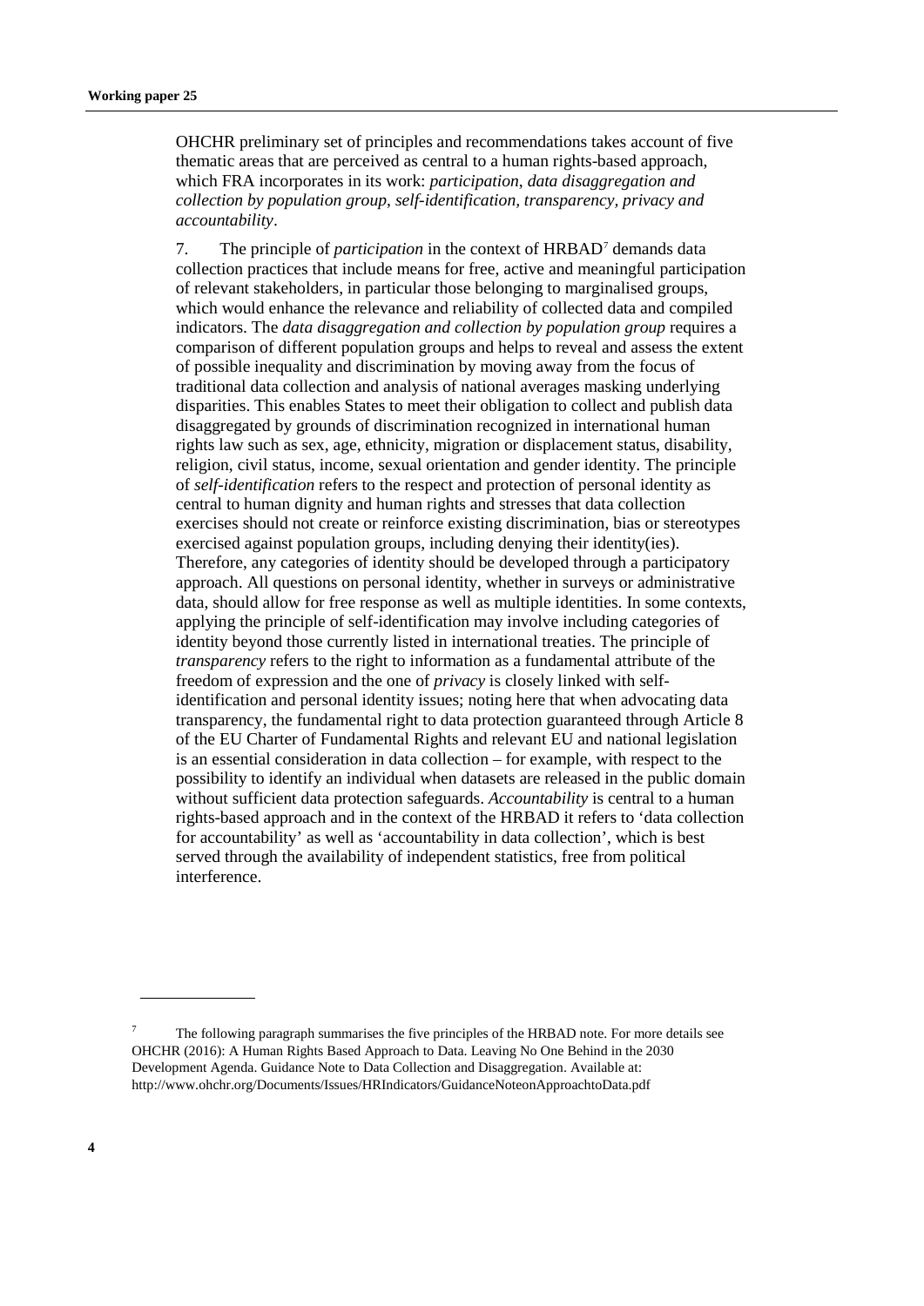OHCHR preliminary set of principles and recommendations takes account of five thematic areas that are perceived as central to a human rights-based approach, which FRA incorporates in its work: *participation, data disaggregation and collection by population group, self-identification, transparency, privacy and accountability*.

7. The principle of *participation* in the context of HRBAD[7] demands data collection practices that include means for free, active and meaningful participation of relevant stakeholders, in particular those belonging to marginalised groups, which would enhance the relevance and reliability of collected data and compiled indicators. The *data disaggregation and collection by population group* requires a comparison of different population groups and helps to reveal and assess the extent of possible inequality and discrimination by moving away from the focus of traditional data collection and analysis of national averages masking underlying disparities. This enables States to meet their obligation to collect and publish data disaggregated by grounds of discrimination recognized in international human rights law such as sex, age, ethnicity, migration or displacement status, disability, religion, civil status, income, sexual orientation and gender identity. The principle of *self-identification* refers to the respect and protection of personal identity as central to human dignity and human rights and stresses that data collection exercises should not create or reinforce existing discrimination, bias or stereotypes exercised against population groups, including denying their identity(ies). Therefore, any categories of identity should be developed through a participatory approach. All questions on personal identity, whether in surveys or administrative data, should allow for free response as well as multiple identities. In some contexts, applying the principle of self-identification may involve including categories of identity beyond those currently listed in international treaties. The principle of *transparency* refers to the right to information as a fundamental attribute of the freedom of expression and the one of *privacy* is closely linked with self-identification and personal identity issues; noting here that when advocating data transparency, the fundamental right to data protection guaranteed through Article 8 of the EU Charter of Fundamental Rights and relevant EU and national legislation is an essential consideration in data collection – for example, with respect to the possibility to identify an individual when datasets are released in the public domain without sufficient data protection safeguards. *Accountability* is central to a human rights-based approach and in the context of the HRBAD it refers to 'data collection for accountability' as well as 'accountability in data collection', which is best served through the availability of independent statistics, free from political interference.

---

[7] The following paragraph summarises the five principles of the HRBAD note. For more details see OHCHR (2016): A Human Rights Based Approach to Data. Leaving No One Behind in the 2030 Development Agenda. Guidance Note to Data Collection and Disaggregation. Available at: http://www.ohchr.org/Documents/Issues/HRIndicators/GuidanceNoteonApproachtoData.pdf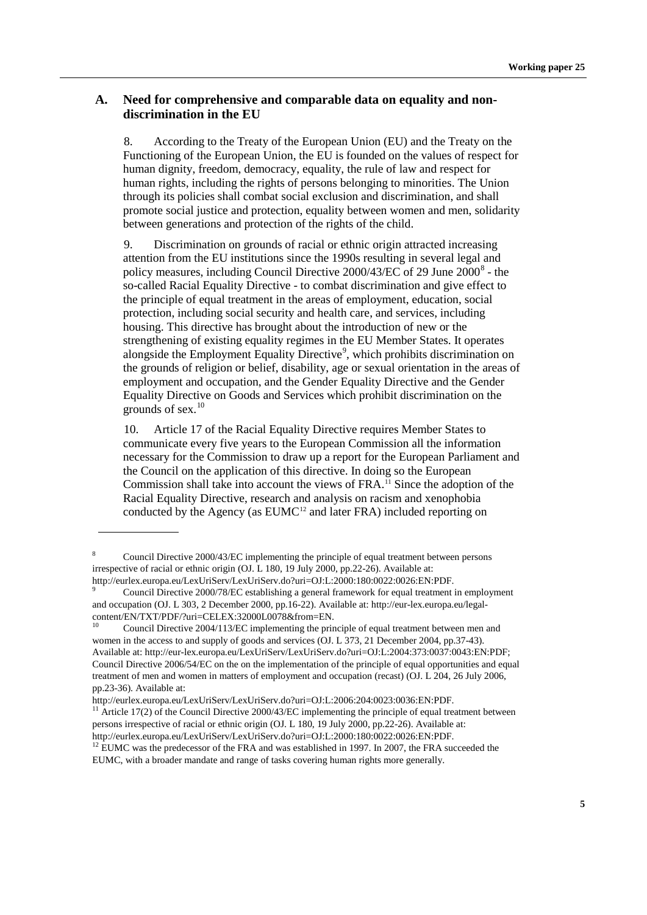## A. Need for comprehensive and comparable data on equality and non-discrimination in the EU

8. According to the Treaty of the European Union (EU) and the Treaty on the Functioning of the European Union, the EU is founded on the values of respect for human dignity, freedom, democracy, equality, the rule of law and respect for human rights, including the rights of persons belonging to minorities. The Union through its policies shall combat social exclusion and discrimination, and shall promote social justice and protection, equality between women and men, solidarity between generations and protection of the rights of the child.

9. Discrimination on grounds of racial or ethnic origin attracted increasing attention from the EU institutions since the 1990s resulting in several legal and policy measures, including Council Directive 2000/43/EC of 29 June 2000[8] - the so-called Racial Equality Directive - to combat discrimination and give effect to the principle of equal treatment in the areas of employment, education, social protection, including social security and health care, and services, including housing. This directive has brought about the introduction of new or the strengthening of existing equality regimes in the EU Member States. It operates alongside the Employment Equality Directive[9], which prohibits discrimination on the grounds of religion or belief, disability, age or sexual orientation in the areas of employment and occupation, and the Gender Equality Directive and the Gender Equality Directive on Goods and Services which prohibit discrimination on the grounds of sex.[10]

10. Article 17 of the Racial Equality Directive requires Member States to communicate every five years to the European Commission all the information necessary for the Commission to draw up a report for the European Parliament and the Council on the application of this directive. In doing so the European Commission shall take into account the views of FRA.[11] Since the adoption of the Racial Equality Directive, research and analysis on racism and xenophobia conducted by the Agency (as EUMC[12] and later FRA) included reporting on

---

[8] Council Directive 2000/43/EC implementing the principle of equal treatment between persons irrespective of racial or ethnic origin (OJ. L 180, 19 July 2000, pp.22-26). Available at: http://eurlex.europa.eu/LexUriServ/LexUriServ.do?uri=OJ:L:2000:180:0022:0026:EN:PDF.

[9] Council Directive 2000/78/EC establishing a general framework for equal treatment in employment and occupation (OJ. L 303, 2 December 2000, pp.16-22). Available at: http://eur-lex.europa.eu/legal-content/EN/TXT/PDF/?uri=CELEX:32000L0078&from=EN.

[10] Council Directive 2004/113/EC implementing the principle of equal treatment between men and women in the access to and supply of goods and services (OJ. L 373, 21 December 2004, pp.37-43). Available at: http://eur-lex.europa.eu/LexUriServ/LexUriServ.do?uri=OJ:L:2004:373:0037:0043:EN:PDF; Council Directive 2006/54/EC on the on the implementation of the principle of equal opportunities and equal treatment of men and women in matters of employment and occupation (recast) (OJ. L 204, 26 July 2006, pp.23-36). Available at: http://eurlex.europa.eu/LexUriServ/LexUriServ.do?uri=OJ:L:2006:204:0023:0036:EN:PDF.

[11] Article 17(2) of the Council Directive 2000/43/EC implementing the principle of equal treatment between persons irrespective of racial or ethnic origin (OJ. L 180, 19 July 2000, pp.22-26). Available at: http://eurlex.europa.eu/LexUriServ/LexUriServ.do?uri=OJ:L:2000:180:0022:0026:EN:PDF.

[12] EUMC was the predecessor of the FRA and was established in 1997. In 2007, the FRA succeeded the EUMC, with a broader mandate and range of tasks covering human rights more generally.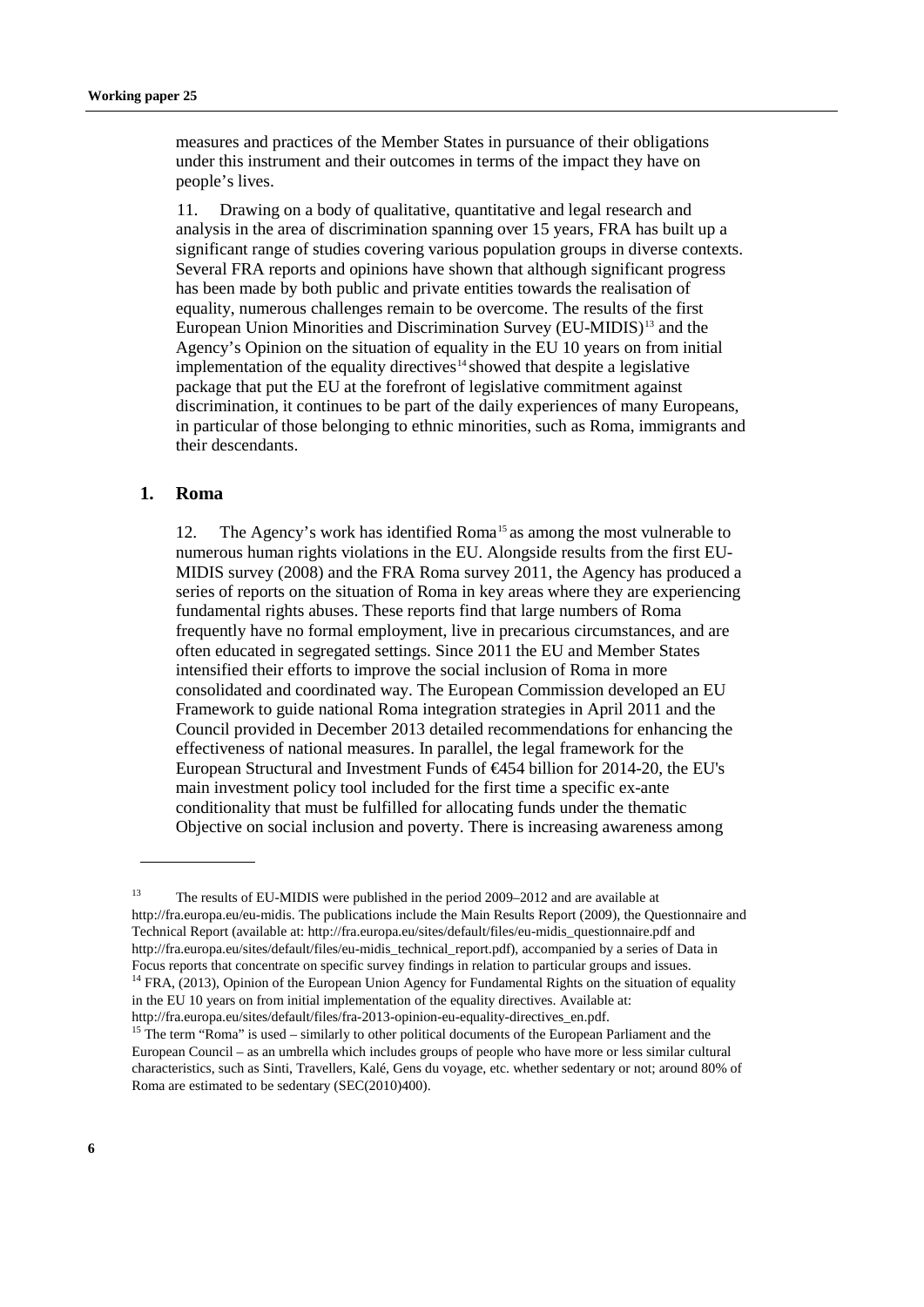measures and practices of the Member States in pursuance of their obligations under this instrument and their outcomes in terms of the impact they have on people's lives.

11. Drawing on a body of qualitative, quantitative and legal research and analysis in the area of discrimination spanning over 15 years, FRA has built up a significant range of studies covering various population groups in diverse contexts. Several FRA reports and opinions have shown that although significant progress has been made by both public and private entities towards the realisation of equality, numerous challenges remain to be overcome. The results of the first European Union Minorities and Discrimination Survey (EU-MIDIS)[13] and the Agency's Opinion on the situation of equality in the EU 10 years on from initial implementation of the equality directives[14] showed that despite a legislative package that put the EU at the forefront of legislative commitment against discrimination, it continues to be part of the daily experiences of many Europeans, in particular of those belonging to ethnic minorities, such as Roma, immigrants and their descendants.

## 1. Roma

12. The Agency's work has identified Roma[15] as among the most vulnerable to numerous human rights violations in the EU. Alongside results from the first EU-MIDIS survey (2008) and the FRA Roma survey 2011, the Agency has produced a series of reports on the situation of Roma in key areas where they are experiencing fundamental rights abuses. These reports find that large numbers of Roma frequently have no formal employment, live in precarious circumstances, and are often educated in segregated settings. Since 2011 the EU and Member States intensified their efforts to improve the social inclusion of Roma in more consolidated and coordinated way. The European Commission developed an EU Framework to guide national Roma integration strategies in April 2011 and the Council provided in December 2013 detailed recommendations for enhancing the effectiveness of national measures. In parallel, the legal framework for the European Structural and Investment Funds of €454 billion for 2014-20, the EU's main investment policy tool included for the first time a specific ex-ante conditionality that must be fulfilled for allocating funds under the thematic Objective on social inclusion and poverty. There is increasing awareness among

---

[13] The results of EU-MIDIS were published in the period 2009–2012 and are available at http://fra.europa.eu/eu-midis. The publications include the Main Results Report (2009), the Questionnaire and Technical Report (available at: http://fra.europa.eu/sites/default/files/eu-midis_questionnaire.pdf and http://fra.europa.eu/sites/default/files/eu-midis_technical_report.pdf), accompanied by a series of Data in Focus reports that concentrate on specific survey findings in relation to particular groups and issues.

[14] FRA, (2013), Opinion of the European Union Agency for Fundamental Rights on the situation of equality in the EU 10 years on from initial implementation of the equality directives. Available at: http://fra.europa.eu/sites/default/files/fra-2013-opinion-eu-equality-directives_en.pdf.

[15] The term "Roma" is used – similarly to other political documents of the European Parliament and the European Council – as an umbrella which includes groups of people who have more or less similar cultural characteristics, such as Sinti, Travellers, Kalé, Gens du voyage, etc. whether sedentary or not; around 80% of Roma are estimated to be sedentary (SEC(2010)400).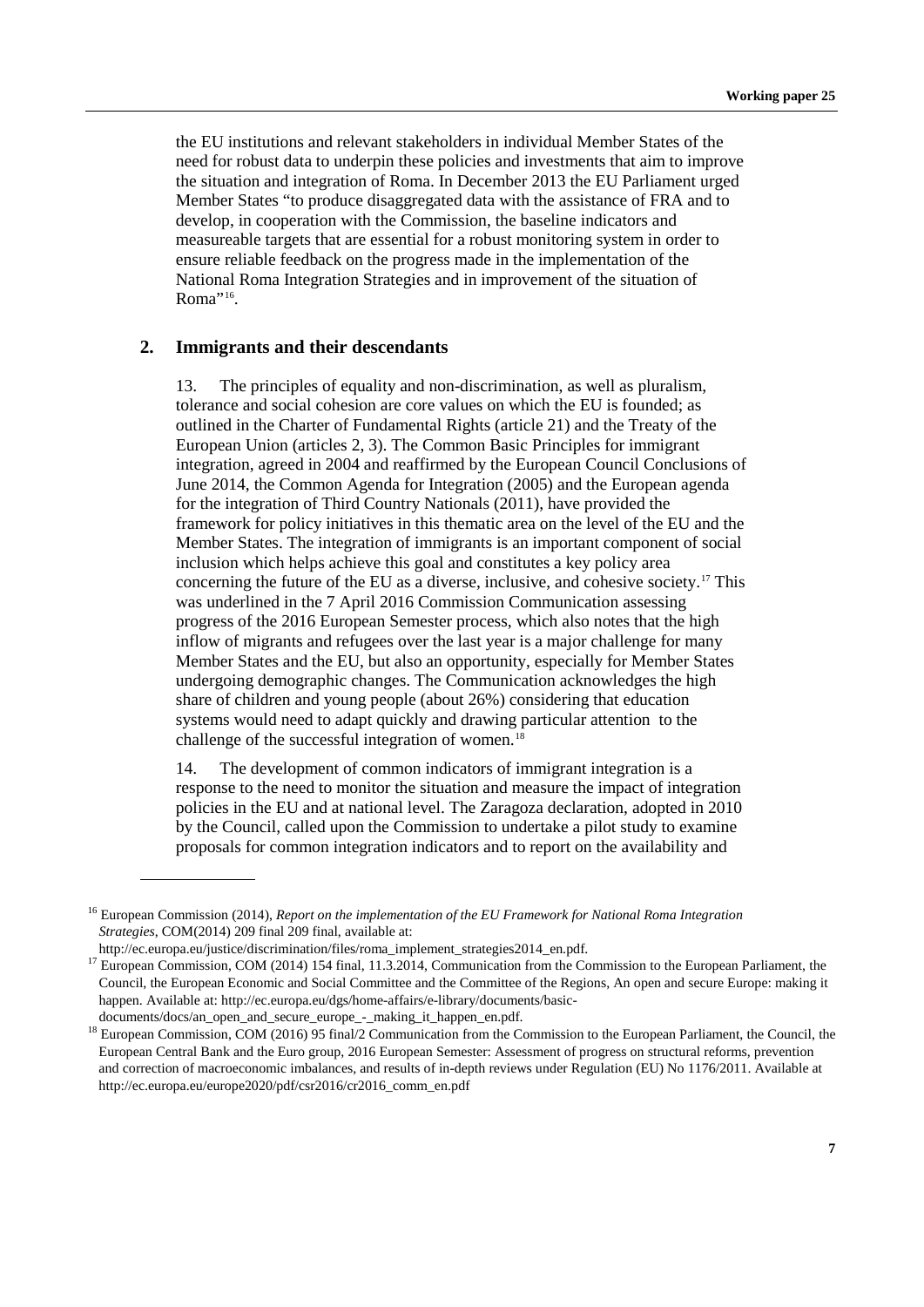the EU institutions and relevant stakeholders in individual Member States of the need for robust data to underpin these policies and investments that aim to improve the situation and integration of Roma. In December 2013 the EU Parliament urged Member States "to produce disaggregated data with the assistance of FRA and to develop, in cooperation with the Commission, the baseline indicators and measureable targets that are essential for a robust monitoring system in order to ensure reliable feedback on the progress made in the implementation of the National Roma Integration Strategies and in improvement of the situation of Roma"[16].

## 2. Immigrants and their descendants

13. The principles of equality and non-discrimination, as well as pluralism, tolerance and social cohesion are core values on which the EU is founded; as outlined in the Charter of Fundamental Rights (article 21) and the Treaty of the European Union (articles 2, 3). The Common Basic Principles for immigrant integration, agreed in 2004 and reaffirmed by the European Council Conclusions of June 2014, the Common Agenda for Integration (2005) and the European agenda for the integration of Third Country Nationals (2011), have provided the framework for policy initiatives in this thematic area on the level of the EU and the Member States. The integration of immigrants is an important component of social inclusion which helps achieve this goal and constitutes a key policy area concerning the future of the EU as a diverse, inclusive, and cohesive society.[17] This was underlined in the 7 April 2016 Commission Communication assessing progress of the 2016 European Semester process, which also notes that the high inflow of migrants and refugees over the last year is a major challenge for many Member States and the EU, but also an opportunity, especially for Member States undergoing demographic changes. The Communication acknowledges the high share of children and young people (about 26%) considering that education systems would need to adapt quickly and drawing particular attention to the challenge of the successful integration of women.[18]

14. The development of common indicators of immigrant integration is a response to the need to monitor the situation and measure the impact of integration policies in the EU and at national level. The Zaragoza declaration, adopted in 2010 by the Council, called upon the Commission to undertake a pilot study to examine proposals for common integration indicators and to report on the availability and

---

[16] European Commission (2014), *Report on the implementation of the EU Framework for National Roma Integration Strategies*, COM(2014) 209 final 209 final, available at: http://ec.europa.eu/justice/discrimination/files/roma_implement_strategies2014_en.pdf.

[17] European Commission, COM (2014) 154 final, 11.3.2014, Communication from the Commission to the European Parliament, the Council, the European Economic and Social Committee and the Committee of the Regions, An open and secure Europe: making it happen. Available at: http://ec.europa.eu/dgs/home-affairs/e-library/documents/basic-documents/docs/an_open_and_secure_europe_-_making_it_happen_en.pdf.

[18] European Commission, COM (2016) 95 final/2 Communication from the Commission to the European Parliament, the Council, the European Central Bank and the Euro group, 2016 European Semester: Assessment of progress on structural reforms, prevention and correction of macroeconomic imbalances, and results of in-depth reviews under Regulation (EU) No 1176/2011. Available at http://ec.europa.eu/europe2020/pdf/csr2016/cr2016_comm_en.pdf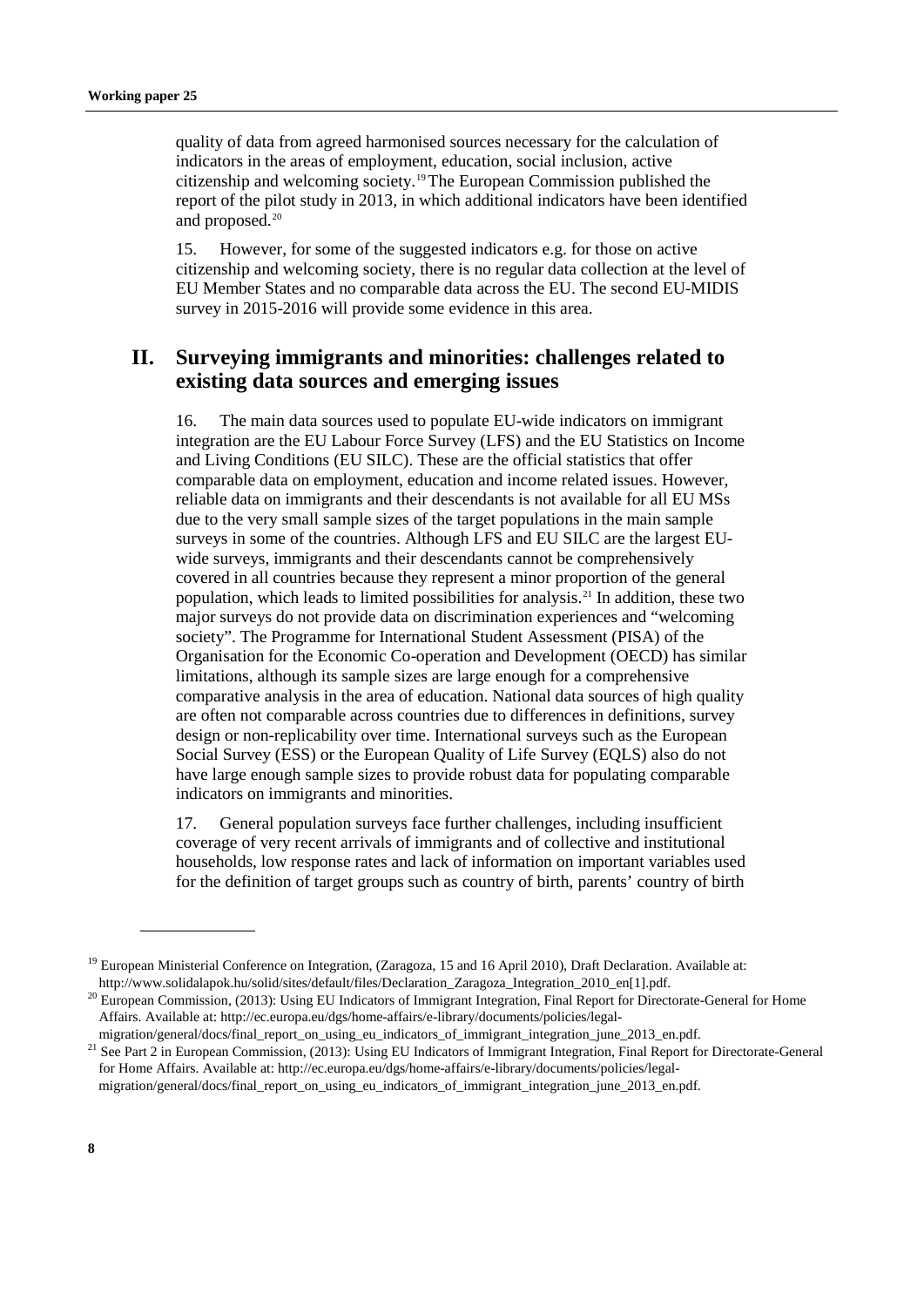quality of data from agreed harmonised sources necessary for the calculation of indicators in the areas of employment, education, social inclusion, active citizenship and welcoming society.[19] The European Commission published the report of the pilot study in 2013, in which additional indicators have been identified and proposed.[20]

15. However, for some of the suggested indicators e.g. for those on active citizenship and welcoming society, there is no regular data collection at the level of EU Member States and no comparable data across the EU. The second EU-MIDIS survey in 2015-2016 will provide some evidence in this area.

## II. Surveying immigrants and minorities: challenges related to existing data sources and emerging issues

16. The main data sources used to populate EU-wide indicators on immigrant integration are the EU Labour Force Survey (LFS) and the EU Statistics on Income and Living Conditions (EU SILC). These are the official statistics that offer comparable data on employment, education and income related issues. However, reliable data on immigrants and their descendants is not available for all EU MSs due to the very small sample sizes of the target populations in the main sample surveys in some of the countries. Although LFS and EU SILC are the largest EU-wide surveys, immigrants and their descendants cannot be comprehensively covered in all countries because they represent a minor proportion of the general population, which leads to limited possibilities for analysis.[21] In addition, these two major surveys do not provide data on discrimination experiences and "welcoming society". The Programme for International Student Assessment (PISA) of the Organisation for the Economic Co-operation and Development (OECD) has similar limitations, although its sample sizes are large enough for a comprehensive comparative analysis in the area of education. National data sources of high quality are often not comparable across countries due to differences in definitions, survey design or non-replicability over time. International surveys such as the European Social Survey (ESS) or the European Quality of Life Survey (EQLS) also do not have large enough sample sizes to provide robust data for populating comparable indicators on immigrants and minorities.

17. General population surveys face further challenges, including insufficient coverage of very recent arrivals of immigrants and of collective and institutional households, low response rates and lack of information on important variables used for the definition of target groups such as country of birth, parents' country of birth

---

[19] European Ministerial Conference on Integration, (Zaragoza, 15 and 16 April 2010), Draft Declaration. Available at: http://www.solidalapok.hu/solid/sites/default/files/Declaration_Zaragoza_Integration_2010_en[1].pdf.

[20] European Commission, (2013): Using EU Indicators of Immigrant Integration, Final Report for Directorate-General for Home Affairs. Available at: http://ec.europa.eu/dgs/home-affairs/e-library/documents/policies/legal-migration/general/docs/final_report_on_using_eu_indicators_of_immigrant_integration_june_2013_en.pdf.

[21] See Part 2 in European Commission, (2013): Using EU Indicators of Immigrant Integration, Final Report for Directorate-General for Home Affairs. Available at: http://ec.europa.eu/dgs/home-affairs/e-library/documents/policies/legal-migration/general/docs/final_report_on_using_eu_indicators_of_immigrant_integration_june_2013_en.pdf.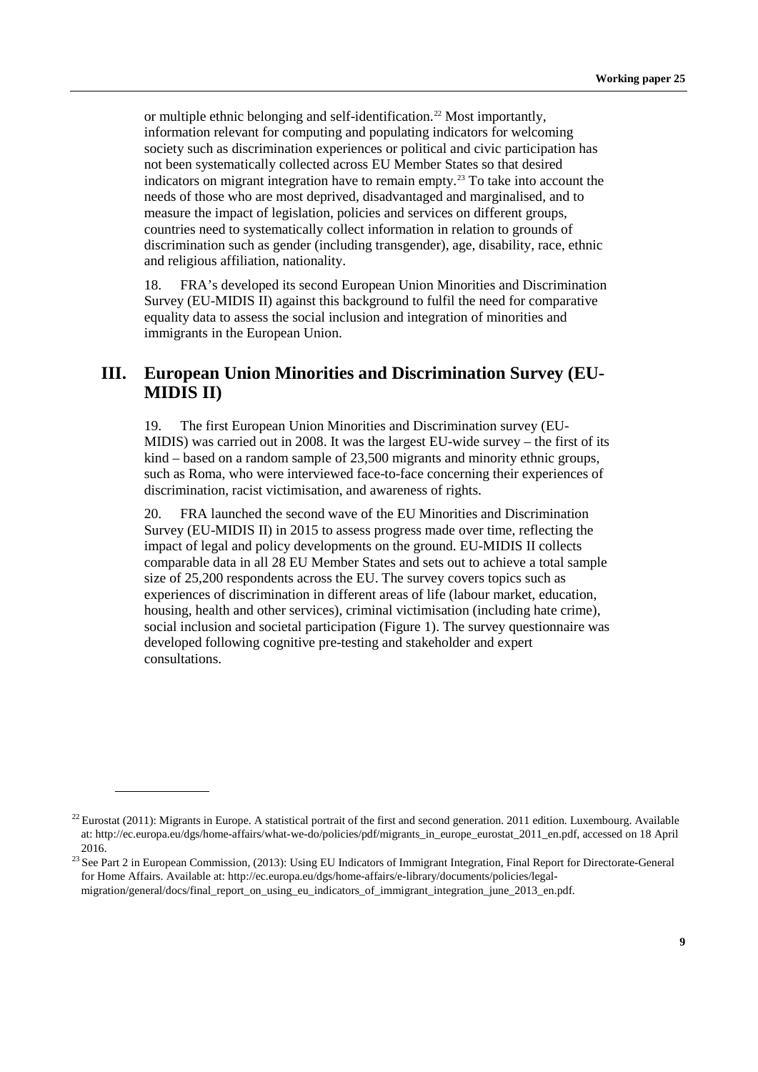or multiple ethnic belonging and self-identification.[22] Most importantly, information relevant for computing and populating indicators for welcoming society such as discrimination experiences or political and civic participation has not been systematically collected across EU Member States so that desired indicators on migrant integration have to remain empty.[23] To take into account the needs of those who are most deprived, disadvantaged and marginalised, and to measure the impact of legislation, policies and services on different groups, countries need to systematically collect information in relation to grounds of discrimination such as gender (including transgender), age, disability, race, ethnic and religious affiliation, nationality.

18. FRA's developed its second European Union Minorities and Discrimination Survey (EU-MIDIS II) against this background to fulfil the need for comparative equality data to assess the social inclusion and integration of minorities and immigrants in the European Union.

## III. European Union Minorities and Discrimination Survey (EU-MIDIS II)

19. The first European Union Minorities and Discrimination survey (EU-MIDIS) was carried out in 2008. It was the largest EU-wide survey – the first of its kind – based on a random sample of 23,500 migrants and minority ethnic groups, such as Roma, who were interviewed face-to-face concerning their experiences of discrimination, racist victimisation, and awareness of rights.

20. FRA launched the second wave of the EU Minorities and Discrimination Survey (EU-MIDIS II) in 2015 to assess progress made over time, reflecting the impact of legal and policy developments on the ground. EU-MIDIS II collects comparable data in all 28 EU Member States and sets out to achieve a total sample size of 25,200 respondents across the EU. The survey covers topics such as experiences of discrimination in different areas of life (labour market, education, housing, health and other services), criminal victimisation (including hate crime), social inclusion and societal participation (Figure 1). The survey questionnaire was developed following cognitive pre-testing and stakeholder and expert consultations.

---

[22] Eurostat (2011): Migrants in Europe. A statistical portrait of the first and second generation. 2011 edition. Luxembourg. Available at: http://ec.europa.eu/dgs/home-affairs/what-we-do/policies/pdf/migrants_in_europe_eurostat_2011_en.pdf, accessed on 18 April 2016.

[23] See Part 2 in European Commission, (2013): Using EU Indicators of Immigrant Integration, Final Report for Directorate-General for Home Affairs. Available at: http://ec.europa.eu/dgs/home-affairs/e-library/documents/policies/legal-migration/general/docs/final_report_on_using_eu_indicators_of_immigrant_integration_june_2013_en.pdf.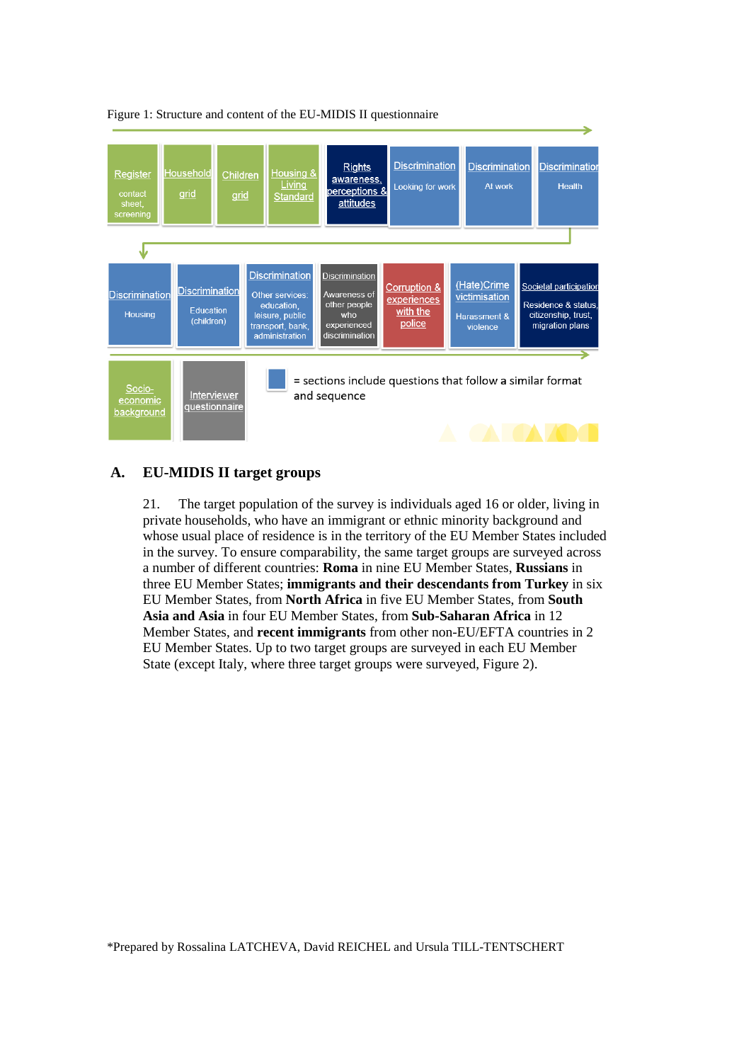Figure 1: Structure and content of the EU-MIDIS II questionnaire

| Register (contact sheet, screening) | Household grid | Children grid | Housing & Living Standard | Rights awareness, perceptions & attitudes | Discrimination (Looking for work) | Discrimination (At work) | Discrimination (Health) |
|---|---|---|---|---|---|---|---|

| Discrimination (Housing) | Discrimination (Education (children)) | Discrimination (Other services: education, leisure, public transport, bank, administration) | Discrimination (Awareness of other people who experienced discrimination) | Corruption & experiences with the police | (Hate)Crime victimisation (Harassment & violence) | Societal participation (Residence & status, citizenship, trust, migration plans) |
|---|---|---|---|---|---|---|

| Socio-economic background | Interviewer questionnaire |
|---|---|

= sections include questions that follow a similar format and sequence

## A. EU-MIDIS II target groups

21. The target population of the survey is individuals aged 16 or older, living in private households, who have an immigrant or ethnic minority background and whose usual place of residence is in the territory of the EU Member States included in the survey. To ensure comparability, the same target groups are surveyed across a number of different countries: **Roma** in nine EU Member States, **Russians** in three EU Member States; **immigrants and their descendants from Turkey** in six EU Member States, from **North Africa** in five EU Member States, from **South Asia and Asia** in four EU Member States, from **Sub-Saharan Africa** in 12 Member States, and **recent immigrants** from other non-EU/EFTA countries in 2 EU Member States. Up to two target groups are surveyed in each EU Member State (except Italy, where three target groups were surveyed, Figure 2).

*Prepared by Rossalina LATCHEVA, David REICHEL and Ursula TILL-TENTSCHERT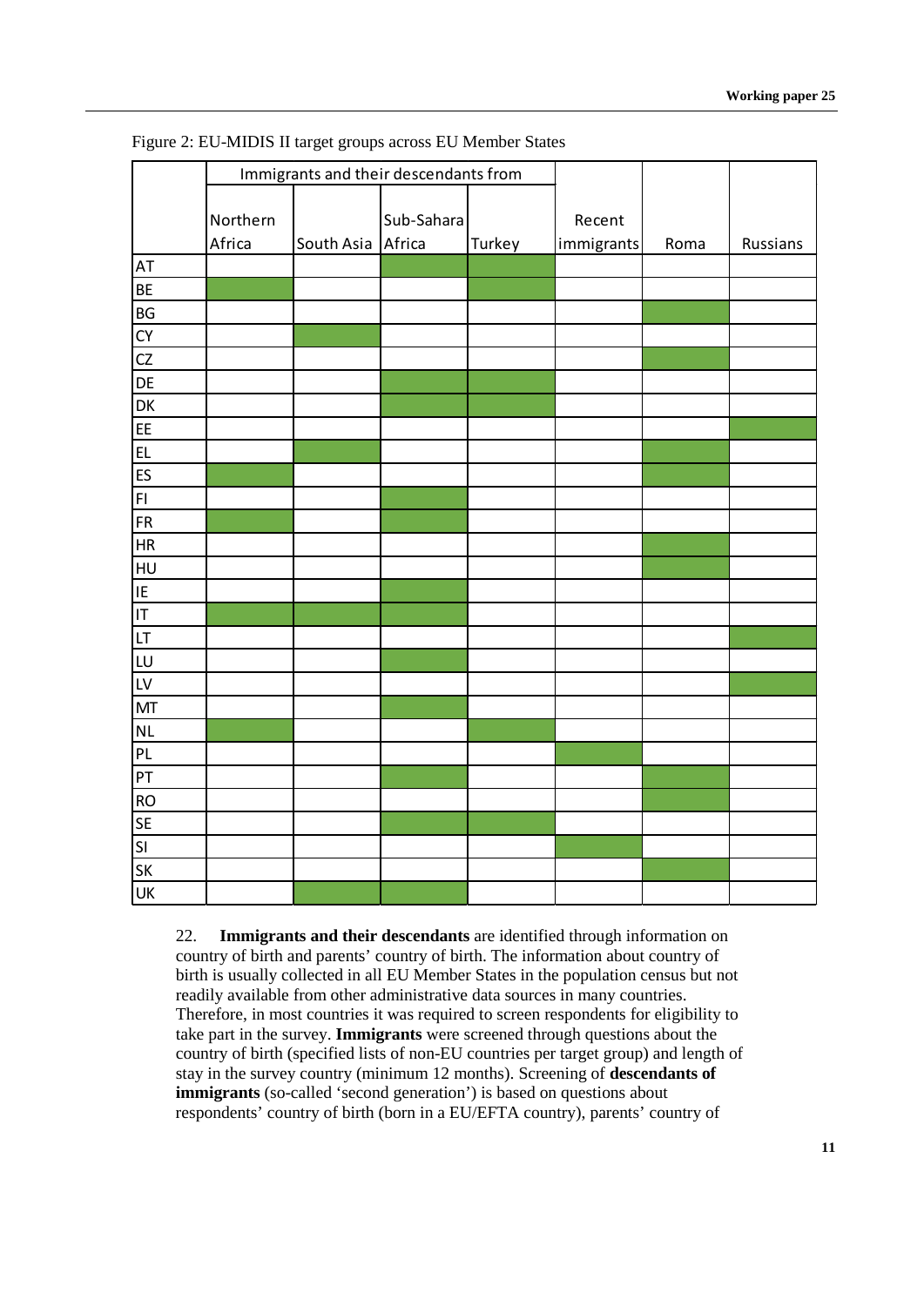Figure 2: EU-MIDIS II target groups across EU Member States

| | Immigrants and their descendants from | | | | | | |
|---|---|---|---|---|---|---|---|
| | Northern Africa | South Asia | Sub-Sahara Africa | Turkey | Recent immigrants | Roma | Russians |
| AT | | | X | | | | |
| BE | X | | | X | | | |
| BG | | | | | | X | |
| CY | | X | | | | | |
| CZ | | | | | | X | |
| DE | | | X | X | | | |
| DK | | | X | X | | | |
| EE | | | | | | | X |
| EL | | X | | | | X | |
| ES | X | | | | | X | |
| FI | | | X | | | | |
| FR | X | | X | | | | |
| HR | | | | | | X | |
| HU | | | | | | X | |
| IE | | | X | | | | |
| IT | X | X | X | | | | |
| LT | | | | | | | X |
| LU | | | X | | | | |
| LV | | | | | | | X |
| MT | | | X | | | | |
| NL | X | | | X | | | |
| PL | | | | | X | | |
| PT | | | X | | | X | |
| RO | | | | | | X | |
| SE | | | X | X | | | |
| SI | | | | | X | | |
| SK | | | | | | X | |
| UK | | X | X | | | | |

22. **Immigrants and their descendants** are identified through information on country of birth and parents' country of birth. The information about country of birth is usually collected in all EU Member States in the population census but not readily available from other administrative data sources in many countries. Therefore, in most countries it was required to screen respondents for eligibility to take part in the survey. **Immigrants** were screened through questions about the country of birth (specified lists of non-EU countries per target group) and length of stay in the survey country (minimum 12 months). Screening of **descendants of immigrants** (so-called 'second generation') is based on questions about respondents' country of birth (born in a EU/EFTA country), parents' country of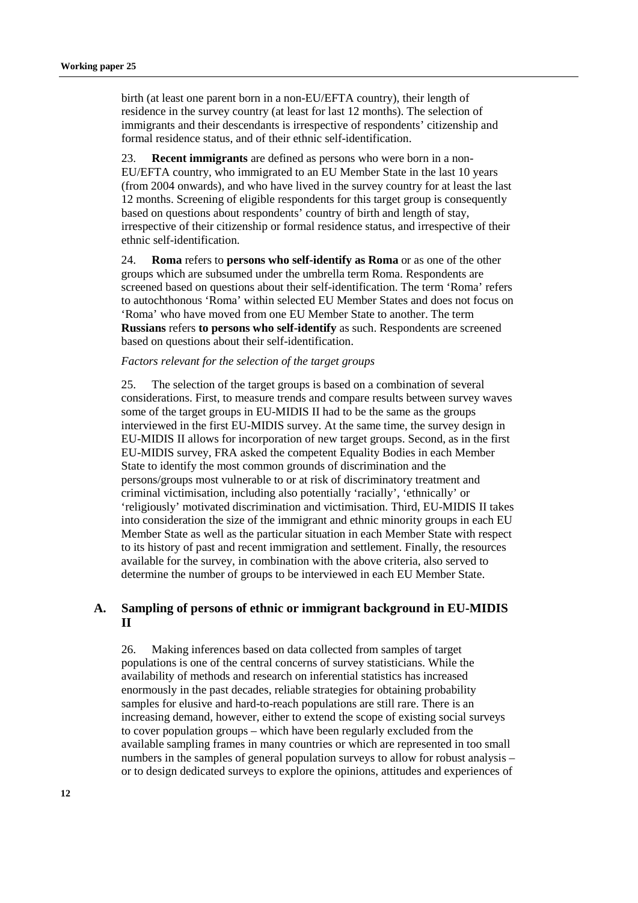birth (at least one parent born in a non-EU/EFTA country), their length of residence in the survey country (at least for last 12 months). The selection of immigrants and their descendants is irrespective of respondents' citizenship and formal residence status, and of their ethnic self-identification.

23. **Recent immigrants** are defined as persons who were born in a non-EU/EFTA country, who immigrated to an EU Member State in the last 10 years (from 2004 onwards), and who have lived in the survey country for at least the last 12 months. Screening of eligible respondents for this target group is consequently based on questions about respondents' country of birth and length of stay, irrespective of their citizenship or formal residence status, and irrespective of their ethnic self-identification.

24. **Roma** refers to **persons who self-identify as Roma** or as one of the other groups which are subsumed under the umbrella term Roma. Respondents are screened based on questions about their self-identification. The term 'Roma' refers to autochthonous 'Roma' within selected EU Member States and does not focus on 'Roma' who have moved from one EU Member State to another. The term **Russians** refers **to persons who self-identify** as such. Respondents are screened based on questions about their self-identification.

*Factors relevant for the selection of the target groups*

25. The selection of the target groups is based on a combination of several considerations. First, to measure trends and compare results between survey waves some of the target groups in EU-MIDIS II had to be the same as the groups interviewed in the first EU-MIDIS survey. At the same time, the survey design in EU-MIDIS II allows for incorporation of new target groups. Second, as in the first EU-MIDIS survey, FRA asked the competent Equality Bodies in each Member State to identify the most common grounds of discrimination and the persons/groups most vulnerable to or at risk of discriminatory treatment and criminal victimisation, including also potentially 'racially', 'ethnically' or 'religiously' motivated discrimination and victimisation. Third, EU-MIDIS II takes into consideration the size of the immigrant and ethnic minority groups in each EU Member State as well as the particular situation in each Member State with respect to its history of past and recent immigration and settlement. Finally, the resources available for the survey, in combination with the above criteria, also served to determine the number of groups to be interviewed in each EU Member State.

## A. Sampling of persons of ethnic or immigrant background in EU-MIDIS II

26. Making inferences based on data collected from samples of target populations is one of the central concerns of survey statisticians. While the availability of methods and research on inferential statistics has increased enormously in the past decades, reliable strategies for obtaining probability samples for elusive and hard-to-reach populations are still rare. There is an increasing demand, however, either to extend the scope of existing social surveys to cover population groups – which have been regularly excluded from the available sampling frames in many countries or which are represented in too small numbers in the samples of general population surveys to allow for robust analysis – or to design dedicated surveys to explore the opinions, attitudes and experiences of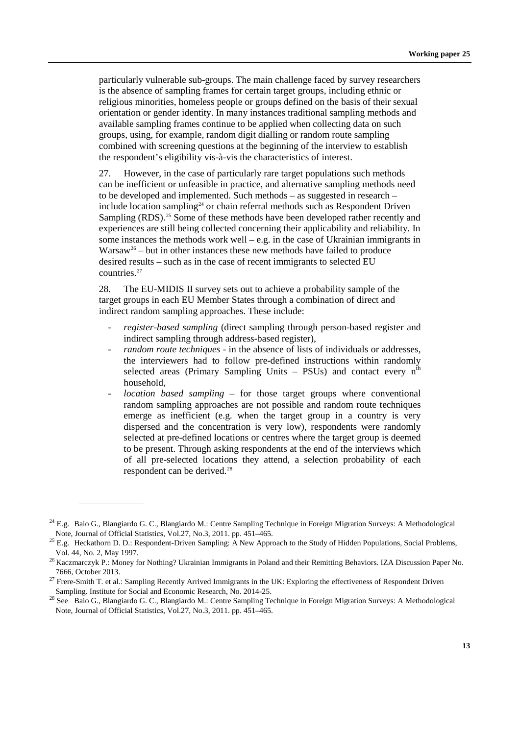particularly vulnerable sub-groups. The main challenge faced by survey researchers is the absence of sampling frames for certain target groups, including ethnic or religious minorities, homeless people or groups defined on the basis of their sexual orientation or gender identity. In many instances traditional sampling methods and available sampling frames continue to be applied when collecting data on such groups, using, for example, random digit dialling or random route sampling combined with screening questions at the beginning of the interview to establish the respondent's eligibility vis-à-vis the characteristics of interest.

27. However, in the case of particularly rare target populations such methods can be inefficient or unfeasible in practice, and alternative sampling methods need to be developed and implemented. Such methods – as suggested in research – include location sampling[24] or chain referral methods such as Respondent Driven Sampling (RDS).[25] Some of these methods have been developed rather recently and experiences are still being collected concerning their applicability and reliability. In some instances the methods work well – e.g. in the case of Ukrainian immigrants in Warsaw[26] – but in other instances these new methods have failed to produce desired results – such as in the case of recent immigrants to selected EU countries.[27]

28. The EU-MIDIS II survey sets out to achieve a probability sample of the target groups in each EU Member States through a combination of direct and indirect random sampling approaches. These include:

- *register-based sampling* (direct sampling through person-based register and indirect sampling through address-based register),
- *random route techniques* - in the absence of lists of individuals or addresses, the interviewers had to follow pre-defined instructions within randomly selected areas (Primary Sampling Units – PSUs) and contact every $n^{th}$ household,
- *location based sampling* – for those target groups where conventional random sampling approaches are not possible and random route techniques emerge as inefficient (e.g. when the target group in a country is very dispersed and the concentration is very low), respondents were randomly selected at pre-defined locations or centres where the target group is deemed to be present. Through asking respondents at the end of the interviews which of all pre-selected locations they attend, a selection probability of each respondent can be derived.[28]

---

[24] E.g. Baio G., Blangiardo G. C., Blangiardo M.: Centre Sampling Technique in Foreign Migration Surveys: A Methodological Note, Journal of Official Statistics, Vol.27, No.3, 2011. pp. 451–465.

[25] E.g. Heckathorn D. D.: Respondent-Driven Sampling: A New Approach to the Study of Hidden Populations, Social Problems, Vol. 44, No. 2, May 1997.

[26] Kaczmarczyk P.: Money for Nothing? Ukrainian Immigrants in Poland and their Remitting Behaviors. IZA Discussion Paper No. 7666, October 2013.

[27] Frere-Smith T. et al.: Sampling Recently Arrived Immigrants in the UK: Exploring the effectiveness of Respondent Driven Sampling. Institute for Social and Economic Research, No. 2014-25.

[28] See Baio G., Blangiardo G. C., Blangiardo M.: Centre Sampling Technique in Foreign Migration Surveys: A Methodological Note, Journal of Official Statistics, Vol.27, No.3, 2011. pp. 451–465.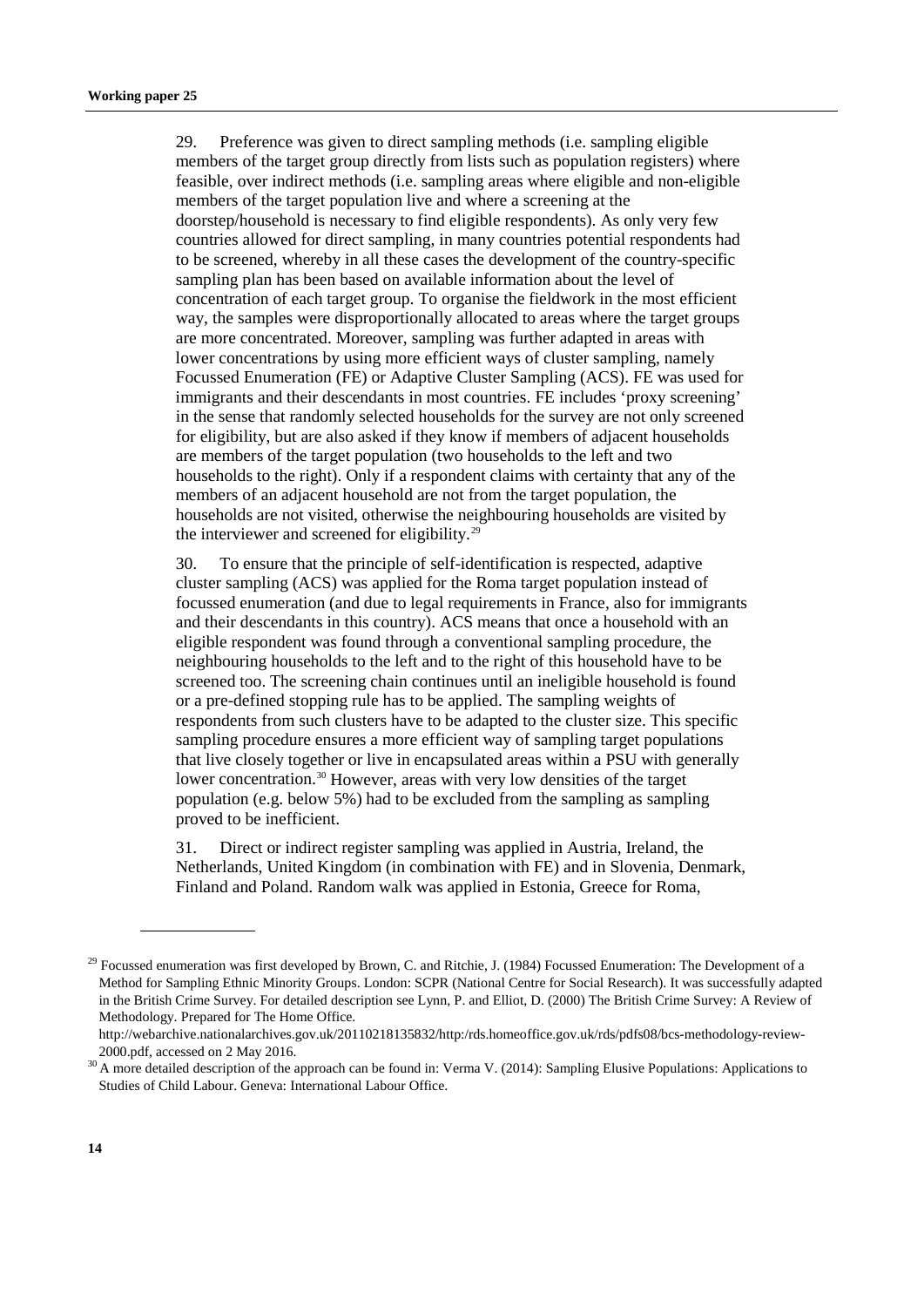29. Preference was given to direct sampling methods (i.e. sampling eligible members of the target group directly from lists such as population registers) where feasible, over indirect methods (i.e. sampling areas where eligible and non-eligible members of the target population live and where a screening at the doorstep/household is necessary to find eligible respondents). As only very few countries allowed for direct sampling, in many countries potential respondents had to be screened, whereby in all these cases the development of the country-specific sampling plan has been based on available information about the level of concentration of each target group. To organise the fieldwork in the most efficient way, the samples were disproportionally allocated to areas where the target groups are more concentrated. Moreover, sampling was further adapted in areas with lower concentrations by using more efficient ways of cluster sampling, namely Focussed Enumeration (FE) or Adaptive Cluster Sampling (ACS). FE was used for immigrants and their descendants in most countries. FE includes 'proxy screening' in the sense that randomly selected households for the survey are not only screened for eligibility, but are also asked if they know if members of adjacent households are members of the target population (two households to the left and two households to the right). Only if a respondent claims with certainty that any of the members of an adjacent household are not from the target population, the households are not visited, otherwise the neighbouring households are visited by the interviewer and screened for eligibility.[29]

30. To ensure that the principle of self-identification is respected, adaptive cluster sampling (ACS) was applied for the Roma target population instead of focussed enumeration (and due to legal requirements in France, also for immigrants and their descendants in this country). ACS means that once a household with an eligible respondent was found through a conventional sampling procedure, the neighbouring households to the left and to the right of this household have to be screened too. The screening chain continues until an ineligible household is found or a pre-defined stopping rule has to be applied. The sampling weights of respondents from such clusters have to be adapted to the cluster size. This specific sampling procedure ensures a more efficient way of sampling target populations that live closely together or live in encapsulated areas within a PSU with generally lower concentration.[30] However, areas with very low densities of the target population (e.g. below 5%) had to be excluded from the sampling as sampling proved to be inefficient.

31. Direct or indirect register sampling was applied in Austria, Ireland, the Netherlands, United Kingdom (in combination with FE) and in Slovenia, Denmark, Finland and Poland. Random walk was applied in Estonia, Greece for Roma,

---

[29] Focussed enumeration was first developed by Brown, C. and Ritchie, J. (1984) Focussed Enumeration: The Development of a Method for Sampling Ethnic Minority Groups. London: SCPR (National Centre for Social Research). It was successfully adapted in the British Crime Survey. For detailed description see Lynn, P. and Elliot, D. (2000) The British Crime Survey: A Review of Methodology. Prepared for The Home Office. http://webarchive.nationalarchives.gov.uk/20110218135832/http:/rds.homeoffice.gov.uk/rds/pdfs08/bcs-methodology-review-2000.pdf, accessed on 2 May 2016.

[30] A more detailed description of the approach can be found in: Verma V. (2014): Sampling Elusive Populations: Applications to Studies of Child Labour. Geneva: International Labour Office.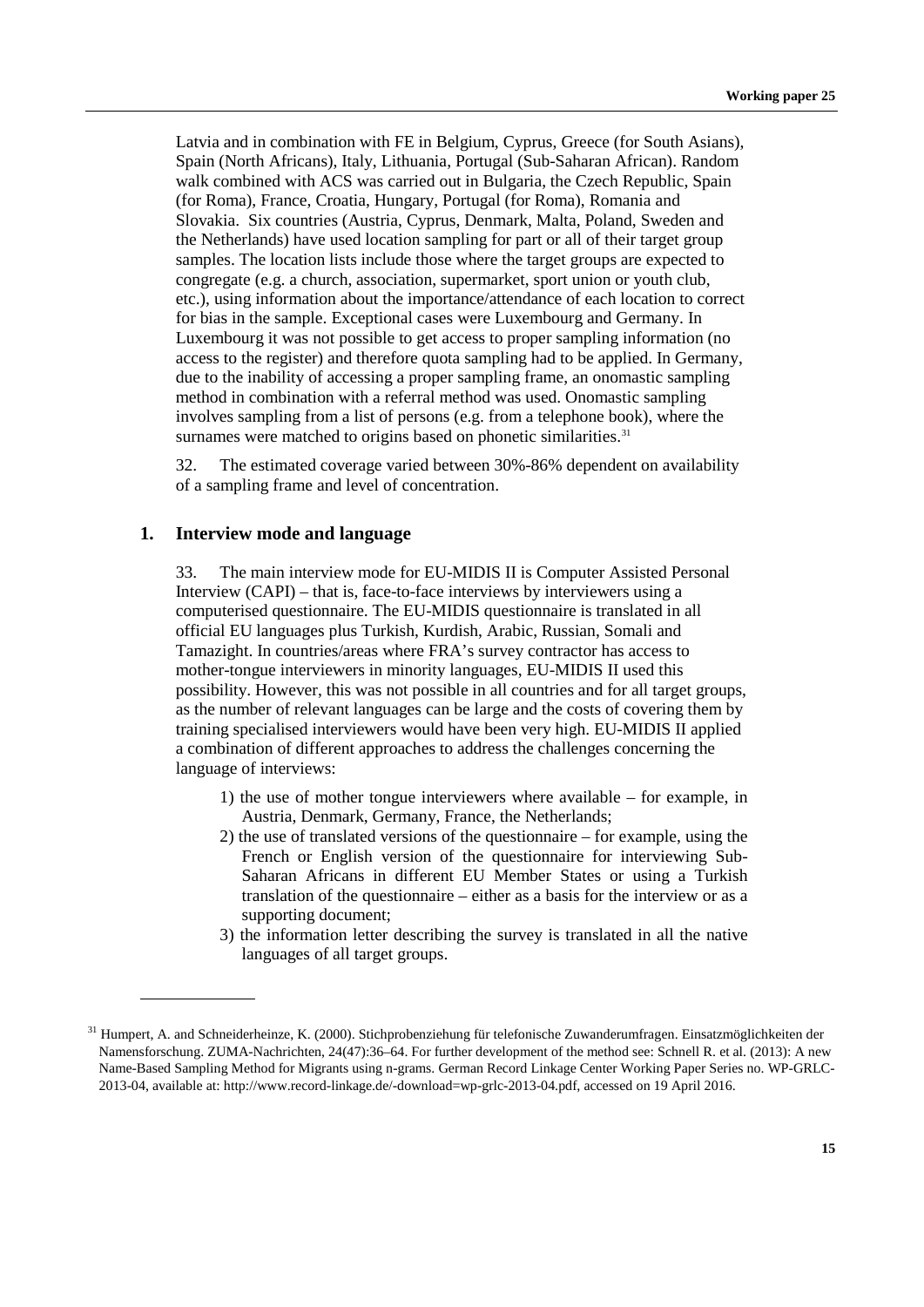Latvia and in combination with FE in Belgium, Cyprus, Greece (for South Asians), Spain (North Africans), Italy, Lithuania, Portugal (Sub-Saharan African). Random walk combined with ACS was carried out in Bulgaria, the Czech Republic, Spain (for Roma), France, Croatia, Hungary, Portugal (for Roma), Romania and Slovakia. Six countries (Austria, Cyprus, Denmark, Malta, Poland, Sweden and the Netherlands) have used location sampling for part or all of their target group samples. The location lists include those where the target groups are expected to congregate (e.g. a church, association, supermarket, sport union or youth club, etc.), using information about the importance/attendance of each location to correct for bias in the sample. Exceptional cases were Luxembourg and Germany. In Luxembourg it was not possible to get access to proper sampling information (no access to the register) and therefore quota sampling had to be applied. In Germany, due to the inability of accessing a proper sampling frame, an onomastic sampling method in combination with a referral method was used. Onomastic sampling involves sampling from a list of persons (e.g. from a telephone book), where the surnames were matched to origins based on phonetic similarities.[31]

32. The estimated coverage varied between 30%-86% dependent on availability of a sampling frame and level of concentration.

## 1. Interview mode and language

33. The main interview mode for EU-MIDIS II is Computer Assisted Personal Interview (CAPI) – that is, face-to-face interviews by interviewers using a computerised questionnaire. The EU-MIDIS questionnaire is translated in all official EU languages plus Turkish, Kurdish, Arabic, Russian, Somali and Tamazight. In countries/areas where FRA's survey contractor has access to mother-tongue interviewers in minority languages, EU-MIDIS II used this possibility. However, this was not possible in all countries and for all target groups, as the number of relevant languages can be large and the costs of covering them by training specialised interviewers would have been very high. EU-MIDIS II applied a combination of different approaches to address the challenges concerning the language of interviews:

1) the use of mother tongue interviewers where available – for example, in Austria, Denmark, Germany, France, the Netherlands;
2) the use of translated versions of the questionnaire – for example, using the French or English version of the questionnaire for interviewing Sub-Saharan Africans in different EU Member States or using a Turkish translation of the questionnaire – either as a basis for the interview or as a supporting document;
3) the information letter describing the survey is translated in all the native languages of all target groups.

---

[31] Humpert, A. and Schneiderheinze, K. (2000). Stichprobenziehung für telefonische Zuwanderumfragen. Einsatzmöglichkeiten der Namensforschung. ZUMA-Nachrichten, 24(47):36–64. For further development of the method see: Schnell R. et al. (2013): A new Name-Based Sampling Method for Migrants using n-grams. German Record Linkage Center Working Paper Series no. WP-GRLC-2013-04, available at: http://www.record-linkage.de/-download=wp-grlc-2013-04.pdf, accessed on 19 April 2016.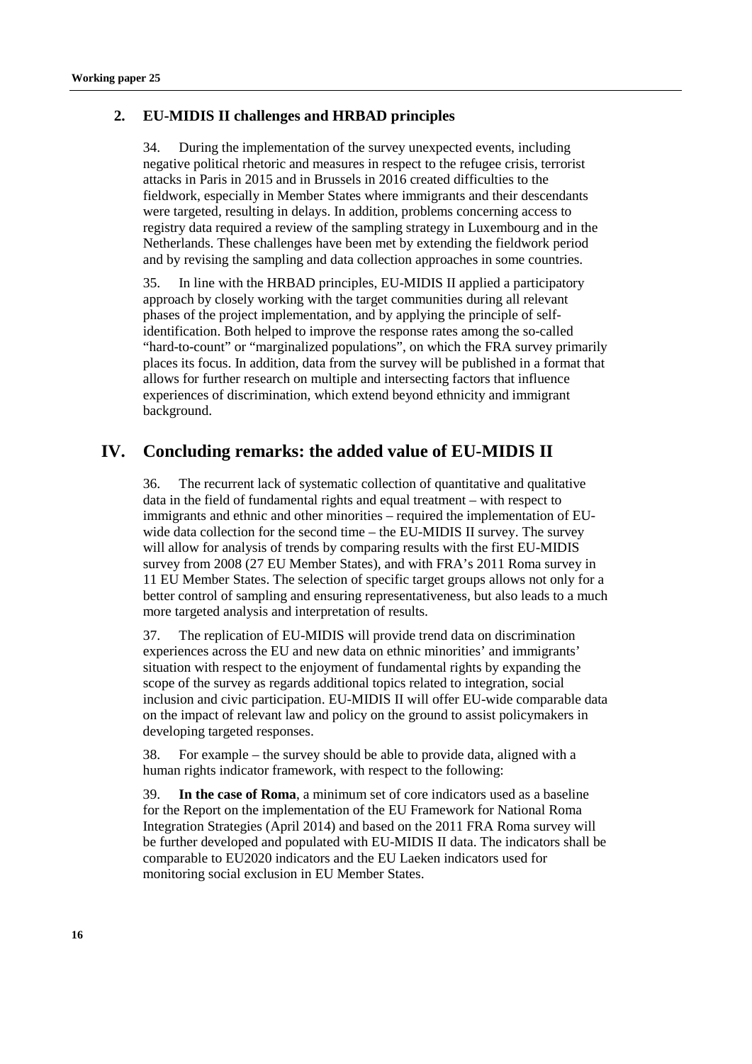### 2. EU-MIDIS II challenges and HRBAD principles

34. During the implementation of the survey unexpected events, including negative political rhetoric and measures in respect to the refugee crisis, terrorist attacks in Paris in 2015 and in Brussels in 2016 created difficulties to the fieldwork, especially in Member States where immigrants and their descendants were targeted, resulting in delays. In addition, problems concerning access to registry data required a review of the sampling strategy in Luxembourg and in the Netherlands. These challenges have been met by extending the fieldwork period and by revising the sampling and data collection approaches in some countries.

35. In line with the HRBAD principles, EU-MIDIS II applied a participatory approach by closely working with the target communities during all relevant phases of the project implementation, and by applying the principle of self-identification. Both helped to improve the response rates among the so-called "hard-to-count" or "marginalized populations", on which the FRA survey primarily places its focus. In addition, data from the survey will be published in a format that allows for further research on multiple and intersecting factors that influence experiences of discrimination, which extend beyond ethnicity and immigrant background.

## IV. Concluding remarks: the added value of EU-MIDIS II

36. The recurrent lack of systematic collection of quantitative and qualitative data in the field of fundamental rights and equal treatment – with respect to immigrants and ethnic and other minorities – required the implementation of EU-wide data collection for the second time – the EU-MIDIS II survey. The survey will allow for analysis of trends by comparing results with the first EU-MIDIS survey from 2008 (27 EU Member States), and with FRA's 2011 Roma survey in 11 EU Member States. The selection of specific target groups allows not only for a better control of sampling and ensuring representativeness, but also leads to a much more targeted analysis and interpretation of results.

37. The replication of EU-MIDIS will provide trend data on discrimination experiences across the EU and new data on ethnic minorities' and immigrants' situation with respect to the enjoyment of fundamental rights by expanding the scope of the survey as regards additional topics related to integration, social inclusion and civic participation. EU-MIDIS II will offer EU-wide comparable data on the impact of relevant law and policy on the ground to assist policymakers in developing targeted responses.

38. For example – the survey should be able to provide data, aligned with a human rights indicator framework, with respect to the following:

39. **In the case of Roma**, a minimum set of core indicators used as a baseline for the Report on the implementation of the EU Framework for National Roma Integration Strategies (April 2014) and based on the 2011 FRA Roma survey will be further developed and populated with EU-MIDIS II data. The indicators shall be comparable to EU2020 indicators and the EU Laeken indicators used for monitoring social exclusion in EU Member States.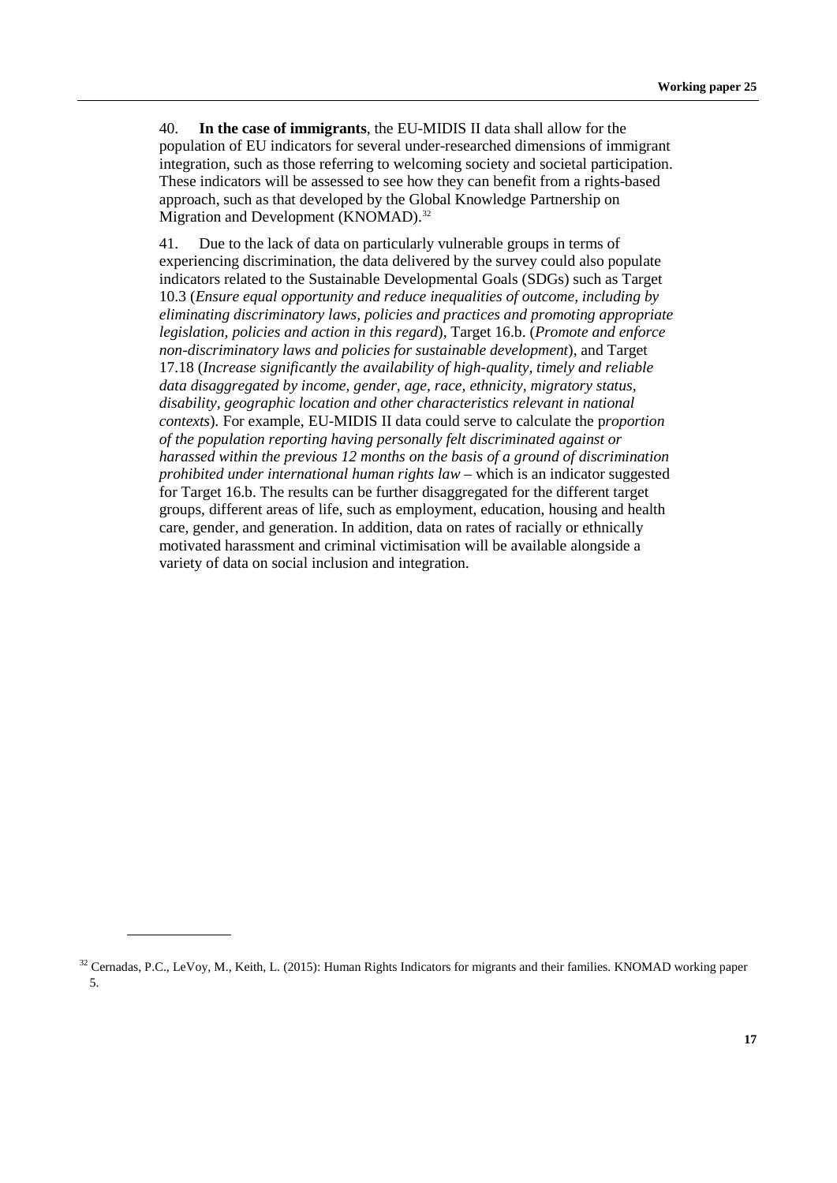40. **In the case of immigrants**, the EU-MIDIS II data shall allow for the population of EU indicators for several under-researched dimensions of immigrant integration, such as those referring to welcoming society and societal participation. These indicators will be assessed to see how they can benefit from a rights-based approach, such as that developed by the Global Knowledge Partnership on Migration and Development (KNOMAD).[32]

41. Due to the lack of data on particularly vulnerable groups in terms of experiencing discrimination, the data delivered by the survey could also populate indicators related to the Sustainable Developmental Goals (SDGs) such as Target 10.3 (*Ensure equal opportunity and reduce inequalities of outcome, including by eliminating discriminatory laws, policies and practices and promoting appropriate legislation, policies and action in this regard*), Target 16.b. (*Promote and enforce non-discriminatory laws and policies for sustainable development*), and Target 17.18 (*Increase significantly the availability of high-quality, timely and reliable data disaggregated by income, gender, age, race, ethnicity, migratory status, disability, geographic location and other characteristics relevant in national contexts*). For example, EU-MIDIS II data could serve to calculate the p*roportion of the population reporting having personally felt discriminated against or harassed within the previous 12 months on the basis of a ground of discrimination prohibited under international human rights law* – which is an indicator suggested for Target 16.b. The results can be further disaggregated for the different target groups, different areas of life, such as employment, education, housing and health care, gender, and generation. In addition, data on rates of racially or ethnically motivated harassment and criminal victimisation will be available alongside a variety of data on social inclusion and integration.

[32] Cernadas, P.C., LeVoy, M., Keith, L. (2015): Human Rights Indicators for migrants and their families. KNOMAD working paper 5.